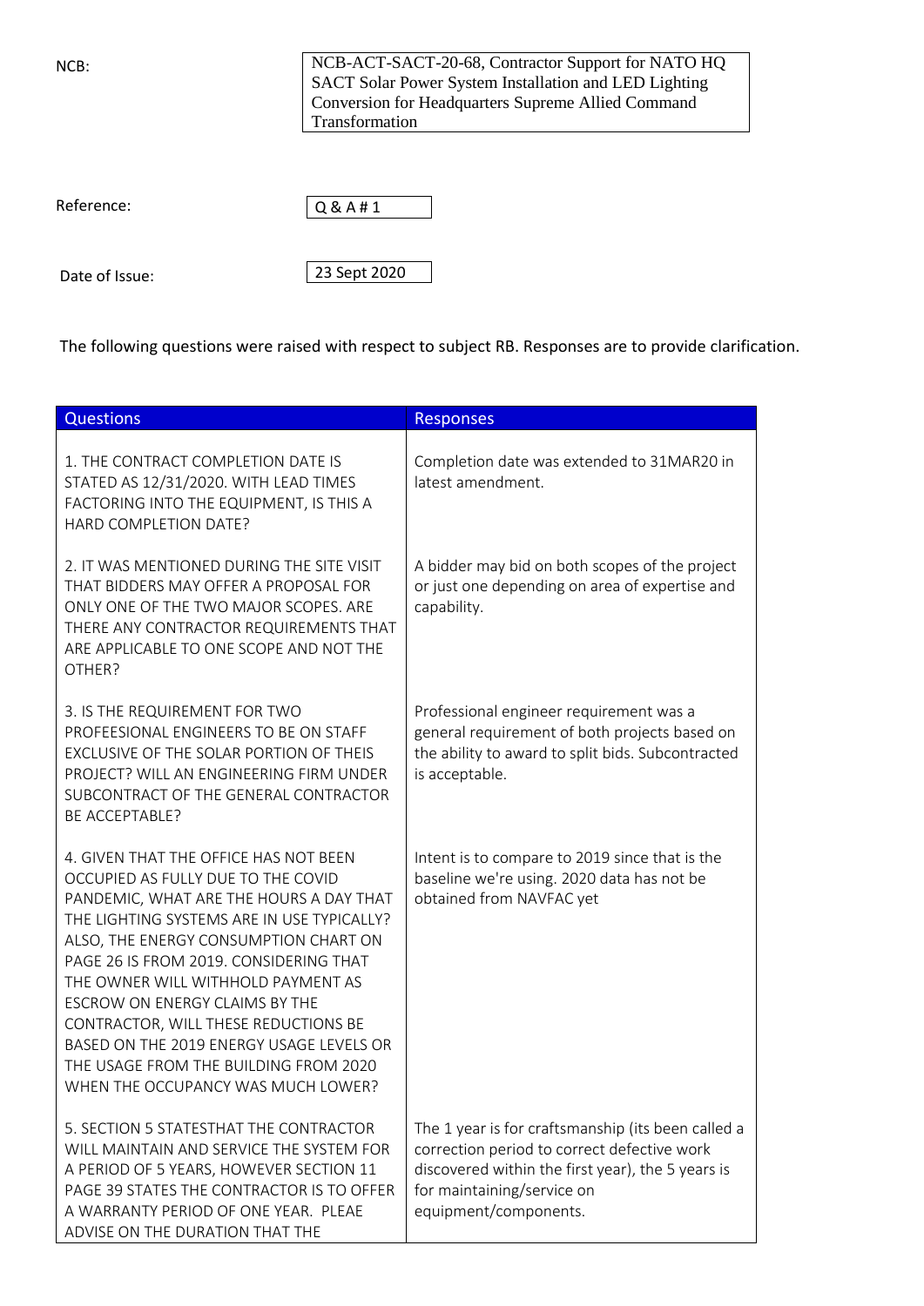| | |
|---|---|
| NCB: | NCB-ACT-SACT-20-68, Contractor Support for NATO HQ SACT Solar Power System Installation and LED Lighting Conversion for Headquarters Supreme Allied Command Transformation |
| Reference: | Q & A # 1 |
| Date of Issue: | 23 Sept 2020 |

The following questions were raised with respect to subject RB. Responses are to provide clarification.

| Questions | Responses |
|---|---|
| 1. THE CONTRACT COMPLETION DATE IS STATED AS 12/31/2020. WITH LEAD TIMES FACTORING INTO THE EQUIPMENT, IS THIS A HARD COMPLETION DATE? | Completion date was extended to 31MAR20 in latest amendment. |
| 2. IT WAS MENTIONED DURING THE SITE VISIT THAT BIDDERS MAY OFFER A PROPOSAL FOR ONLY ONE OF THE TWO MAJOR SCOPES. ARE THERE ANY CONTRACTOR REQUIREMENTS THAT ARE APPLICABLE TO ONE SCOPE AND NOT THE OTHER? | A bidder may bid on both scopes of the project or just one depending on area of expertise and capability. |
| 3. IS THE REQUIREMENT FOR TWO PROFEESIONAL ENGINEERS TO BE ON STAFF EXCLUSIVE OF THE SOLAR PORTION OF THEIS PROJECT? WILL AN ENGINEERING FIRM UNDER SUBCONTRACT OF THE GENERAL CONTRACTOR BE ACCEPTABLE? | Professional engineer requirement was a general requirement of both projects based on the ability to award to split bids. Subcontracted is acceptable. |
| 4. GIVEN THAT THE OFFICE HAS NOT BEEN OCCUPIED AS FULLY DUE TO THE COVID PANDEMIC, WHAT ARE THE HOURS A DAY THAT THE LIGHTING SYSTEMS ARE IN USE TYPICALLY? ALSO, THE ENERGY CONSUMPTION CHART ON PAGE 26 IS FROM 2019. CONSIDERING THAT THE OWNER WILL WITHHOLD PAYMENT AS ESCROW ON ENERGY CLAIMS BY THE CONTRACTOR, WILL THESE REDUCTIONS BE BASED ON THE 2019 ENERGY USAGE LEVELS OR THE USAGE FROM THE BUILDING FROM 2020 WHEN THE OCCUPANCY WAS MUCH LOWER? | Intent is to compare to 2019 since that is the baseline we're using. 2020 data has not be obtained from NAVFAC yet |
| 5. SECTION 5 STATESTHAT THE CONTRACTOR WILL MAINTAIN AND SERVICE THE SYSTEM FOR A PERIOD OF 5 YEARS, HOWEVER SECTION 11 PAGE 39 STATES THE CONTRACTOR IS TO OFFER A WARRANTY PERIOD OF ONE YEAR. PLEAE ADVISE ON THE DURATION THAT THE | The 1 year is for craftsmanship (its been called a correction period to correct defective work discovered within the first year), the 5 years is for maintaining/service on equipment/components. |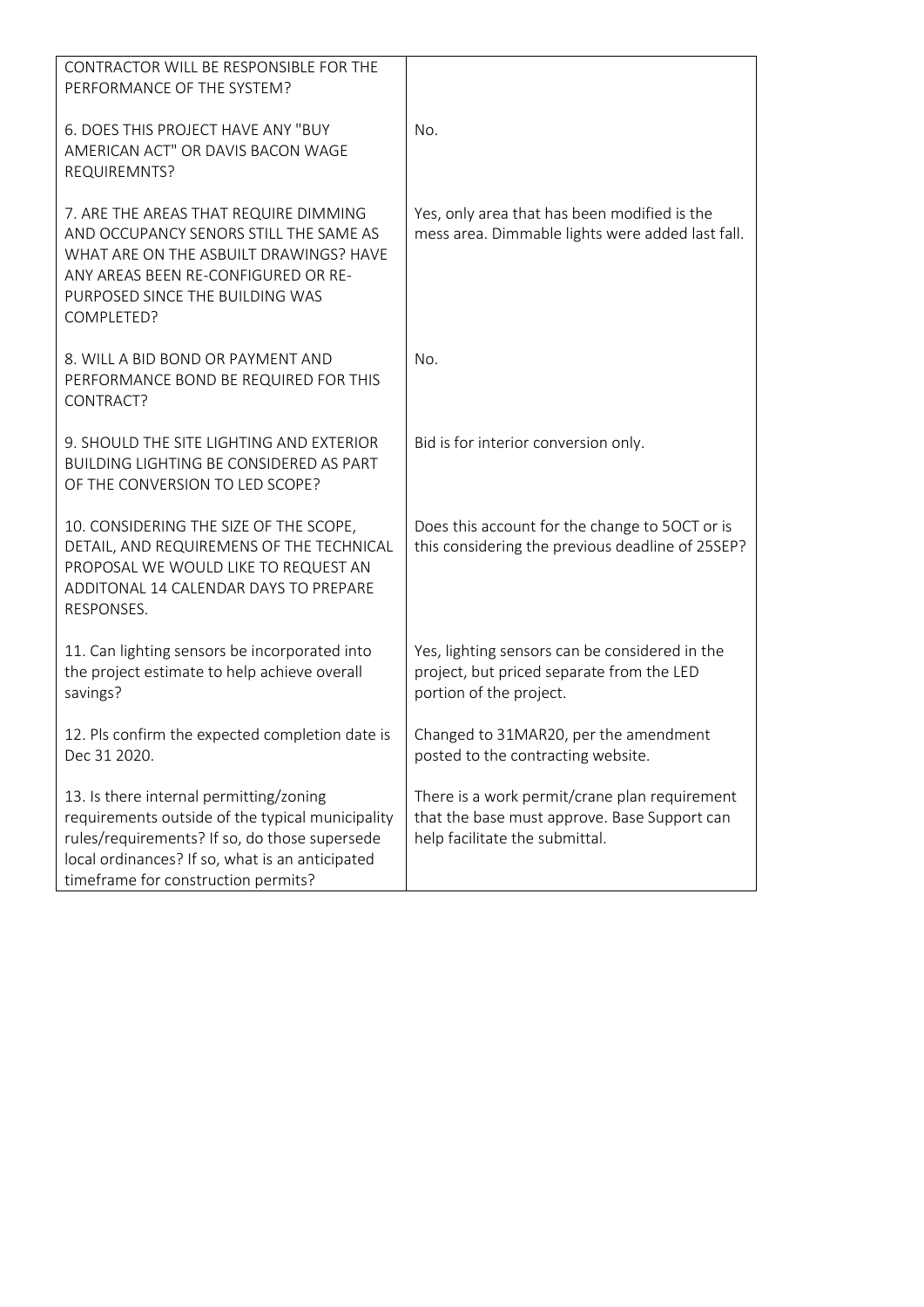| | |
|---|---|
| CONTRACTOR WILL BE RESPONSIBLE FOR THE PERFORMANCE OF THE SYSTEM? | |
| 6. DOES THIS PROJECT HAVE ANY "BUY AMERICAN ACT" OR DAVIS BACON WAGE REQUIREMNTS? | No. |
| 7. ARE THE AREAS THAT REQUIRE DIMMING AND OCCUPANCY SENORS STILL THE SAME AS WHAT ARE ON THE ASBUILT DRAWINGS? HAVE ANY AREAS BEEN RE-CONFIGURED OR RE-PURPOSED SINCE THE BUILDING WAS COMPLETED? | Yes, only area that has been modified is the mess area. Dimmable lights were added last fall. |
| 8. WILL A BID BOND OR PAYMENT AND PERFORMANCE BOND BE REQUIRED FOR THIS CONTRACT? | No. |
| 9. SHOULD THE SITE LIGHTING AND EXTERIOR BUILDING LIGHTING BE CONSIDERED AS PART OF THE CONVERSION TO LED SCOPE? | Bid is for interior conversion only. |
| 10. CONSIDERING THE SIZE OF THE SCOPE, DETAIL, AND REQUIREMENS OF THE TECHNICAL PROPOSAL WE WOULD LIKE TO REQUEST AN ADDITONAL 14 CALENDAR DAYS TO PREPARE RESPONSES. | Does this account for the change to 5OCT or is this considering the previous deadline of 25SEP? |
| 11. Can lighting sensors be incorporated into the project estimate to help achieve overall savings? | Yes, lighting sensors can be considered in the project, but priced separate from the LED portion of the project. |
| 12. Pls confirm the expected completion date is Dec 31 2020. | Changed to 31MAR20, per the amendment posted to the contracting website. |
| 13. Is there internal permitting/zoning requirements outside of the typical municipality rules/requirements? If so, do those supersede local ordinances? If so, what is an anticipated timeframe for construction permits? | There is a work permit/crane plan requirement that the base must approve. Base Support can help facilitate the submittal. |